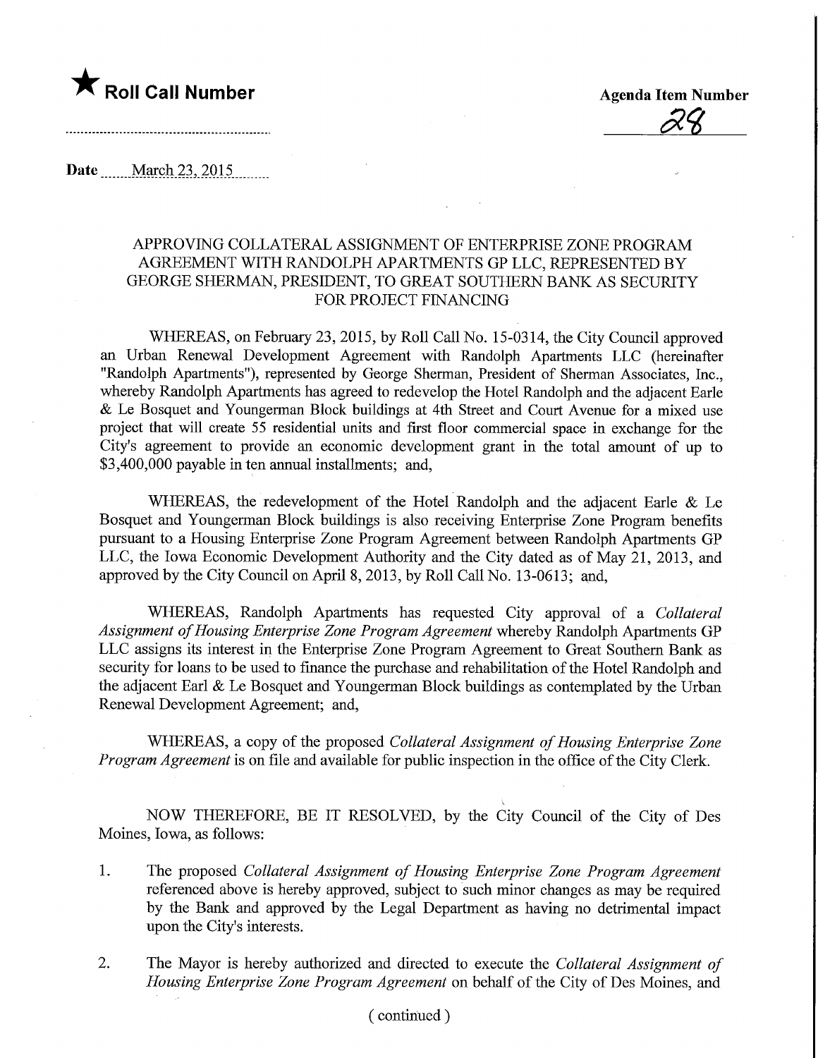★ **Roll Call Number**

**Agenda Item Number**

28

**Date** March 23, 2015

APPROVING COLLATERAL ASSIGNMENT OF ENTERPRISE ZONE PROGRAM AGREEMENT WITH RANDOLPH APARTMENTS GP LLC, REPRESENTED BY GEORGE SHERMAN, PRESIDENT, TO GREAT SOUTHERN BANK AS SECURITY FOR PROJECT FINANCING

WHEREAS, on February 23, 2015, by Roll Call No. 15-0314, the City Council approved an Urban Renewal Development Agreement with Randolph Apartments LLC (hereinafter "Randolph Apartments"), represented by George Sherman, President of Sherman Associates, Inc., whereby Randolph Apartments has agreed to redevelop the Hotel Randolph and the adjacent Earle & Le Bosquet and Youngerman Block buildings at 4th Street and Court Avenue for a mixed use project that will create 55 residential units and first floor commercial space in exchange for the City's agreement to provide an economic development grant in the total amount of up to $3,400,000 payable in ten annual installments; and,

WHEREAS, the redevelopment of the Hotel Randolph and the adjacent Earle & Le Bosquet and Youngerman Block buildings is also receiving Enterprise Zone Program benefits pursuant to a Housing Enterprise Zone Program Agreement between Randolph Apartments GP LLC, the Iowa Economic Development Authority and the City dated as of May 21, 2013, and approved by the City Council on April 8, 2013, by Roll Call No. 13-0613; and,

WHEREAS, Randolph Apartments has requested City approval of a *Collateral Assignment of Housing Enterprise Zone Program Agreement* whereby Randolph Apartments GP LLC assigns its interest in the Enterprise Zone Program Agreement to Great Southern Bank as security for loans to be used to finance the purchase and rehabilitation of the Hotel Randolph and the adjacent Earl & Le Bosquet and Youngerman Block buildings as contemplated by the Urban Renewal Development Agreement; and,

WHEREAS, a copy of the proposed *Collateral Assignment of Housing Enterprise Zone Program Agreement* is on file and available for public inspection in the office of the City Clerk.

NOW THEREFORE, BE IT RESOLVED, by the City Council of the City of Des Moines, Iowa, as follows:

1. The proposed *Collateral Assignment of Housing Enterprise Zone Program Agreement* referenced above is hereby approved, subject to such minor changes as may be required by the Bank and approved by the Legal Department as having no detrimental impact upon the City's interests.

2. The Mayor is hereby authorized and directed to execute the *Collateral Assignment of Housing Enterprise Zone Program Agreement* on behalf of the City of Des Moines, and

( continued )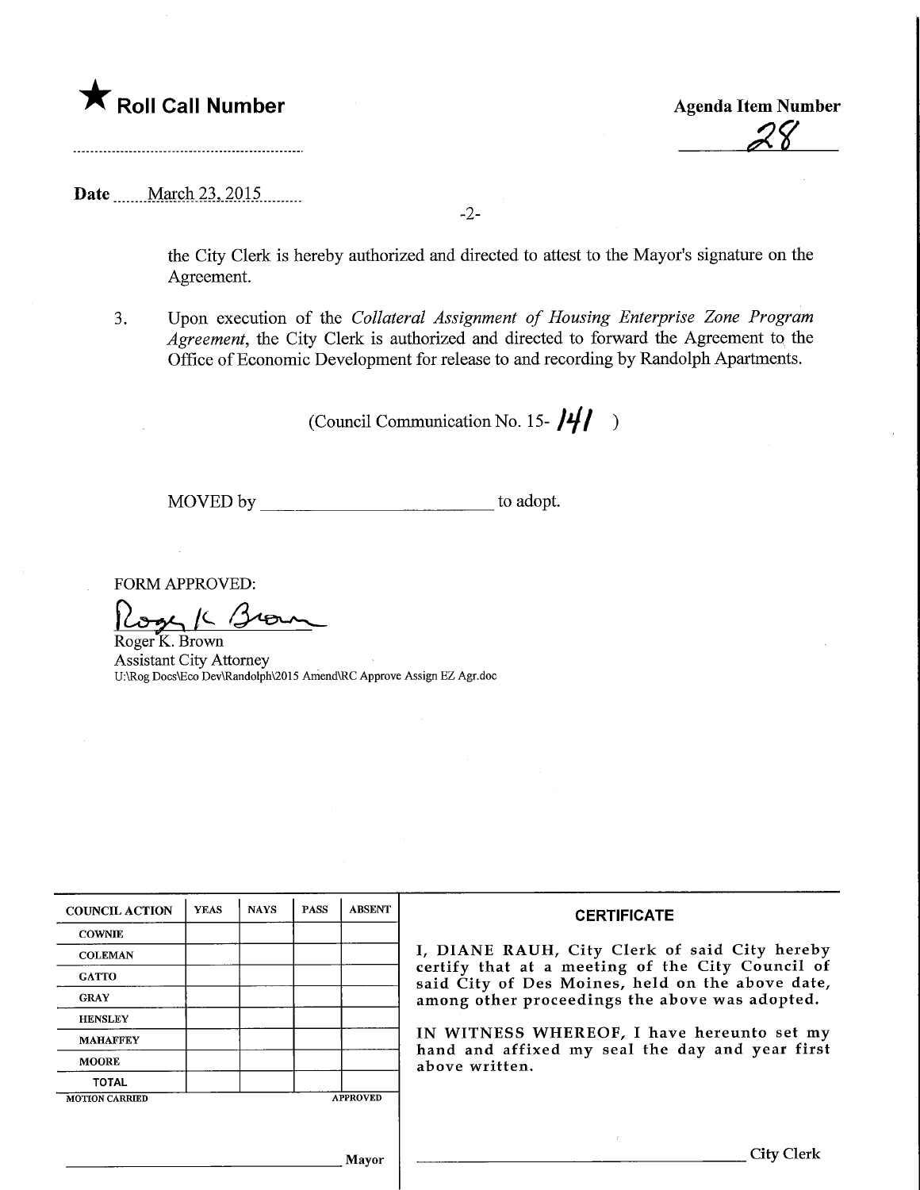★ **Roll Call Number**

**Agenda Item Number**

28

**Date** March 23, 2015

-2-

the City Clerk is hereby authorized and directed to attest to the Mayor's signature on the Agreement.

3. Upon execution of the *Collateral Assignment of Housing Enterprise Zone Program Agreement*, the City Clerk is authorized and directed to forward the Agreement to the Office of Economic Development for release to and recording by Randolph Apartments.

(Council Communication No. 15- 141 )

MOVED by ________________________ to adopt.

FORM APPROVED:

Roger K. Brown

Roger K. Brown
Assistant City Attorney
U:\Rog Docs\Eco Dev\Randolph\2015 Amend\RC Approve Assign EZ Agr.doc

| COUNCIL ACTION | YEAS | NAYS | PASS | ABSENT |
|---|---|---|---|---|
| COWNIE | | | | |
| COLEMAN | | | | |
| GATTO | | | | |
| GRAY | | | | |
| HENSLEY | | | | |
| MAHAFFEY | | | | |
| MOORE | | | | |
| TOTAL | | | | |
| MOTION CARRIED | | | | APPROVED |

________________________ Mayor

**CERTIFICATE**

I, DIANE RAUH, City Clerk of said City hereby certify that at a meeting of the City Council of said City of Des Moines, held on the above date, among other proceedings the above was adopted.

IN WITNESS WHEREOF, I have hereunto set my hand and affixed my seal the day and year first above written.

________________________ City Clerk